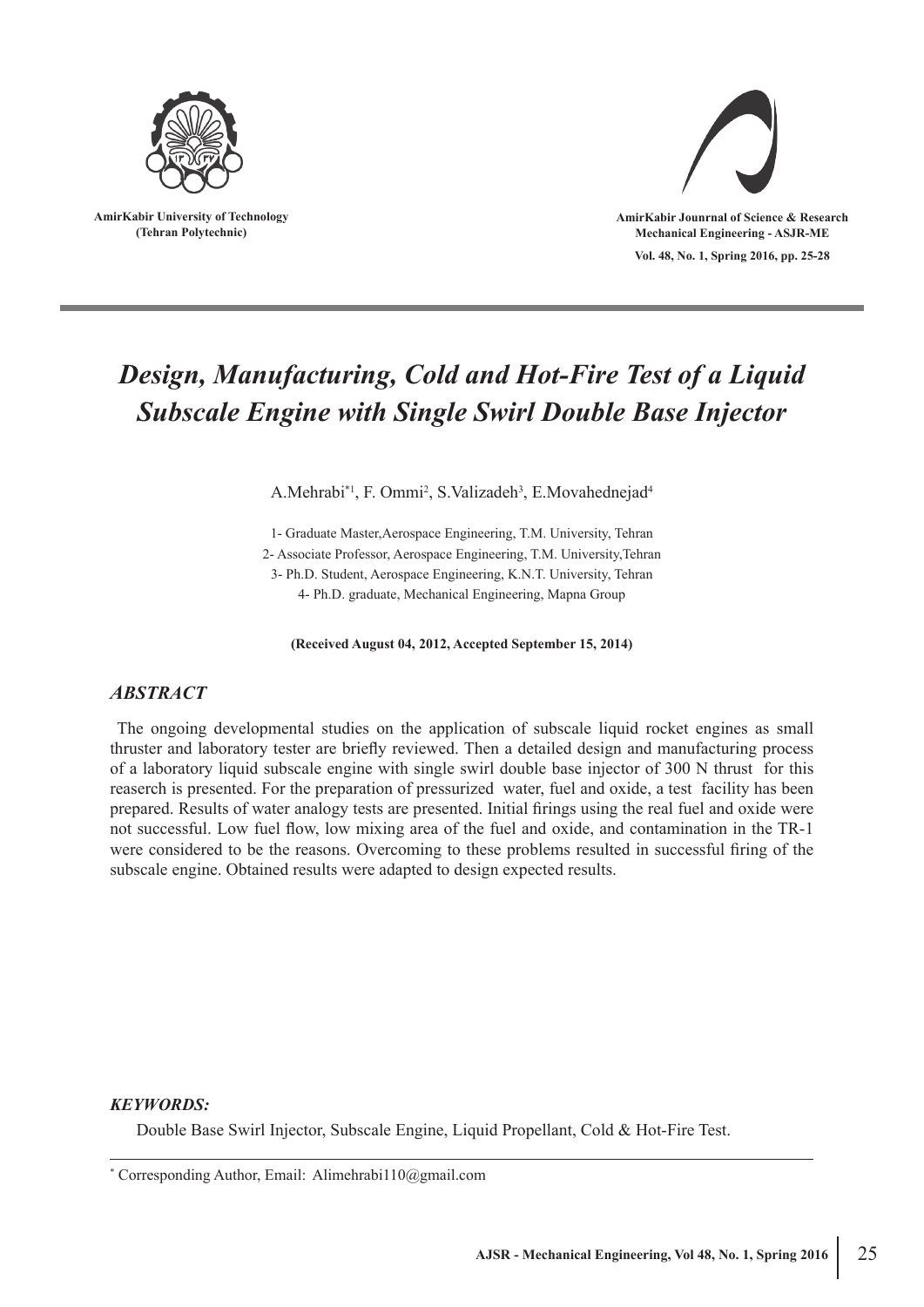AmirKabir University of Technology
(Tehran Polytechnic)

AmirKabir Jounrnal of Science & Research
Mechanical Engineering - ASJR-ME

Vol. 48, No. 1, Spring 2016, pp. 25-28

# *Design, Manufacturing, Cold and Hot-Fire Test of a Liquid Subscale Engine with Single Swirl Double Base Injector*

A.Mehrabi[*1], F. Ommi[2], S.Valizadeh[3], E.Movahednejad[4]

1- Graduate Master,Aerospace Engineering, T.M. University, Tehran
2- Associate Professor, Aerospace Engineering, T.M. University,Tehran
3- Ph.D. Student, Aerospace Engineering, K.N.T. University, Tehran
4- Ph.D. graduate, Mechanical Engineering, Mapna Group

**(Received August 04, 2012, Accepted September 15, 2014)**

## *ABSTRACT*

The ongoing developmental studies on the application of subscale liquid rocket engines as small thruster and laboratory tester are briefly reviewed. Then a detailed design and manufacturing process of a laboratory liquid subscale engine with single swirl double base injector of 300 N thrust for this reaserch is presented. For the preparation of pressurized water, fuel and oxide, a test facility has been prepared. Results of water analogy tests are presented. Initial firings using the real fuel and oxide were not successful. Low fuel flow, low mixing area of the fuel and oxide, and contamination in the TR-1 were considered to be the reasons. Overcoming to these problems resulted in successful firing of the subscale engine. Obtained results were adapted to design expected results.

***KEYWORDS:***

Double Base Swirl Injector, Subscale Engine, Liquid Propellant, Cold & Hot-Fire Test.

---

[*] Corresponding Author, Email: Alimehrabi110@gmail.com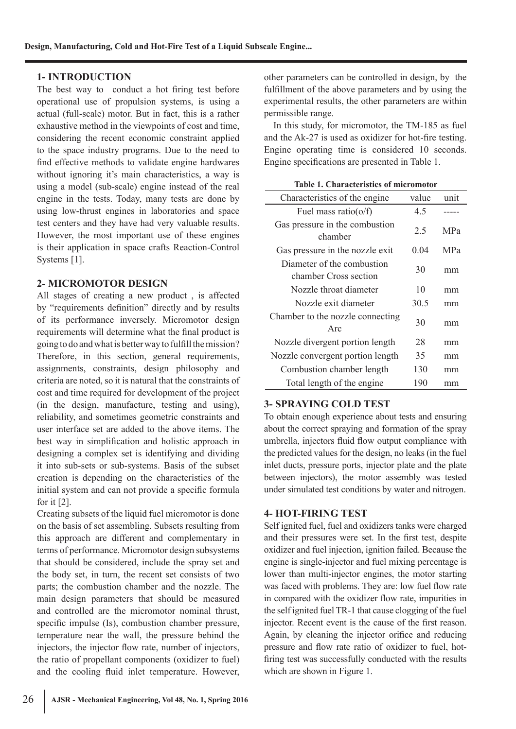## 1- INTRODUCTION

The best way to conduct a hot firing test before operational use of propulsion systems, is using a actual (full-scale) motor. But in fact, this is a rather exhaustive method in the viewpoints of cost and time, considering the recent economic constraint applied to the space industry programs. Due to the need to find effective methods to validate engine hardwares without ignoring it's main characteristics, a way is using a model (sub-scale) engine instead of the real engine in the tests. Today, many tests are done by using low-thrust engines in laboratories and space test centers and they have had very valuable results. However, the most important use of these engines is their application in space crafts Reaction-Control Systems [1].

## 2- MICROMOTOR DESIGN

All stages of creating a new product , is affected by "requirements definition" directly and by results of its performance inversely. Micromotor design requirements will determine what the final product is going to do and what is better way to fulfill the mission? Therefore, in this section, general requirements, assignments, constraints, design philosophy and criteria are noted, so it is natural that the constraints of cost and time required for development of the project (in the design, manufacture, testing and using), reliability, and sometimes geometric constraints and user interface set are added to the above items. The best way in simplification and holistic approach in designing a complex set is identifying and dividing it into sub-sets or sub-systems. Basis of the subset creation is depending on the characteristics of the initial system and can not provide a specific formula for it [2].

Creating subsets of the liquid fuel micromotor is done on the basis of set assembling. Subsets resulting from this approach are different and complementary in terms of performance. Micromotor design subsystems that should be considered, include the spray set and the body set, in turn, the recent set consists of two parts; the combustion chamber and the nozzle. The main design parameters that should be measured and controlled are the micromotor nominal thrust, specific impulse (Is), combustion chamber pressure, temperature near the wall, the pressure behind the injectors, the injector flow rate, number of injectors, the ratio of propellant components (oxidizer to fuel) and the cooling fluid inlet temperature. However, other parameters can be controlled in design, by the fulfillment of the above parameters and by using the experimental results, the other parameters are within permissible range.

In this study, for micromotor, the TM-185 as fuel and the Ak-27 is used as oxidizer for hot-fire testing. Engine operating time is considered 10 seconds. Engine specifications are presented in Table 1.

**Table 1. Characteristics of micromotor**

| Characteristics of the engine | value | unit |
|---|---|---|
| Fuel mass ratio(o/f) | 4.5 | ----- |
| Gas pressure in the combustion chamber | 2.5 | MPa |
| Gas pressure in the nozzle exit | 0.04 | MPa |
| Diameter of the combustion chamber Cross section | 30 | mm |
| Nozzle throat diameter | 10 | mm |
| Nozzle exit diameter | 30.5 | mm |
| Chamber to the nozzle connecting Arc | 30 | mm |
| Nozzle divergent portion length | 28 | mm |
| Nozzle convergent portion length | 35 | mm |
| Combustion chamber length | 130 | mm |
| Total length of the engine | 190 | mm |

## 3- SPRAYING COLD TEST

To obtain enough experience about tests and ensuring about the correct spraying and formation of the spray umbrella, injectors fluid flow output compliance with the predicted values for the design, no leaks (in the fuel inlet ducts, pressure ports, injector plate and the plate between injectors), the motor assembly was tested under simulated test conditions by water and nitrogen.

## 4- HOT-FIRING TEST

Self ignited fuel, fuel and oxidizers tanks were charged and their pressures were set. In the first test, despite oxidizer and fuel injection, ignition failed. Because the engine is single-injector and fuel mixing percentage is lower than multi-injector engines, the motor starting was faced with problems. They are: low fuel flow rate in compared with the oxidizer flow rate, impurities in the self ignited fuel TR-1 that cause clogging of the fuel injector. Recent event is the cause of the first reason. Again, by cleaning the injector orifice and reducing pressure and flow rate ratio of oxidizer to fuel, hot-firing test was successfully conducted with the results which are shown in Figure 1.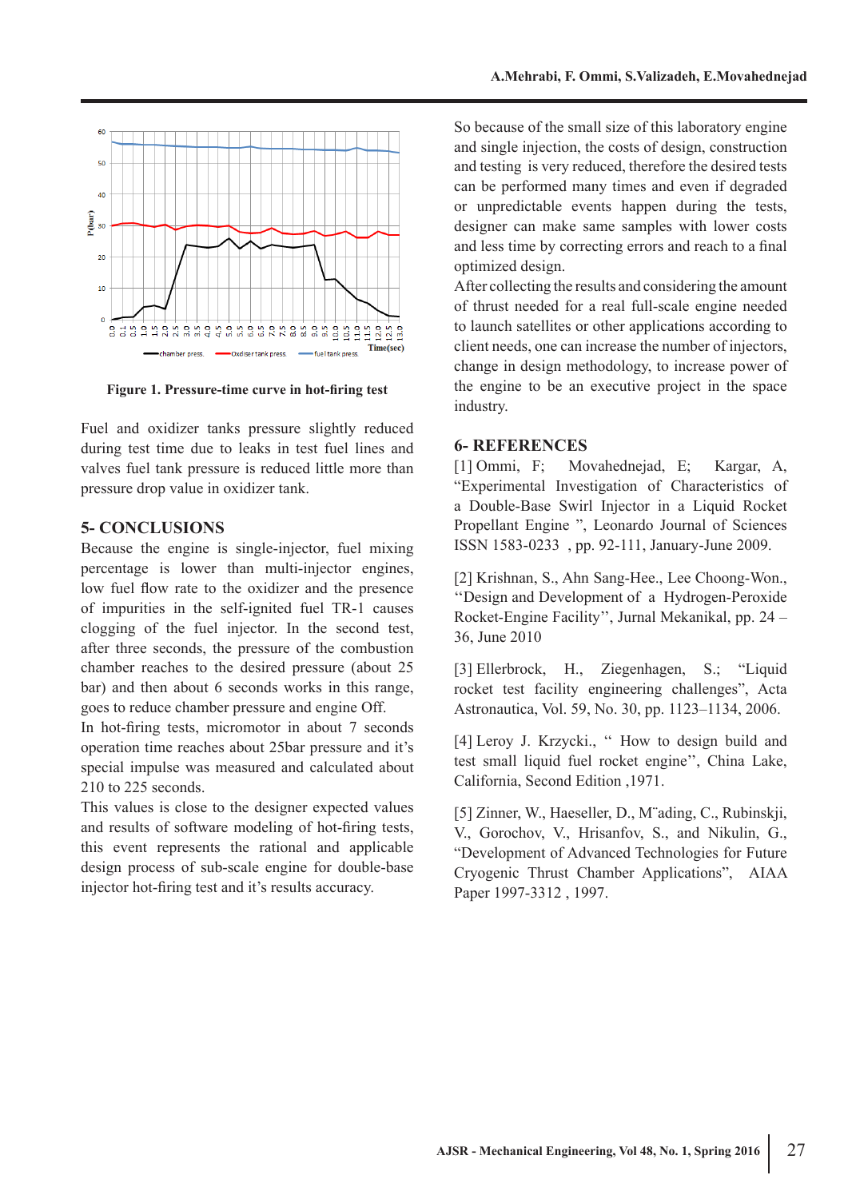60
50
40
30
20
10
0
P(bar)
0.0 0.1 0.5 1.0 1.5 2.0 2.5 3.0 3.5 4.0 4.5 5.0 5.5 6.0 6.5 7.0 7.5 8.0 8.5 9.0 9.5 10.0 10.5 11.0 11.5 12.0 12.5 13.0
Time(sec)
chamber press. Oxdiser tank press. fuel tank press.

**Figure 1. Pressure-time curve in hot-firing test**

Fuel and oxidizer tanks pressure slightly reduced during test time due to leaks in test fuel lines and valves fuel tank pressure is reduced little more than pressure drop value in oxidizer tank.

## 5- CONCLUSIONS

Because the engine is single-injector, fuel mixing percentage is lower than multi-injector engines, low fuel flow rate to the oxidizer and the presence of impurities in the self-ignited fuel TR-1 causes clogging of the fuel injector. In the second test, after three seconds, the pressure of the combustion chamber reaches to the desired pressure (about 25 bar) and then about 6 seconds works in this range, goes to reduce chamber pressure and engine Off.

In hot-firing tests, micromotor in about 7 seconds operation time reaches about 25bar pressure and it's special impulse was measured and calculated about 210 to 225 seconds.

This values is close to the designer expected values and results of software modeling of hot-firing tests, this event represents the rational and applicable design process of sub-scale engine for double-base injector hot-firing test and it's results accuracy.

So because of the small size of this laboratory engine and single injection, the costs of design, construction and testing is very reduced, therefore the desired tests can be performed many times and even if degraded or unpredictable events happen during the tests, designer can make same samples with lower costs and less time by correcting errors and reach to a final optimized design.

After collecting the results and considering the amount of thrust needed for a real full-scale engine needed to launch satellites or other applications according to client needs, one can increase the number of injectors, change in design methodology, to increase power of the engine to be an executive project in the space industry.

## 6- REFERENCES

[1] Ommi, F; Movahednejad, E; Kargar, A, "Experimental Investigation of Characteristics of a Double-Base Swirl Injector in a Liquid Rocket Propellant Engine ", Leonardo Journal of Sciences ISSN 1583-0233 , pp. 92-111, January-June 2009.

[2] Krishnan, S., Ahn Sang-Hee., Lee Choong-Won., ''Design and Development of a Hydrogen-Peroxide Rocket-Engine Facility'', Jurnal Mekanikal, pp. 24 – 36, June 2010

[3] Ellerbrock, H., Ziegenhagen, S.; "Liquid rocket test facility engineering challenges", Acta Astronautica, Vol. 59, No. 30, pp. 1123–1134, 2006.

[4] Leroy J. Krzycki., " How to design build and test small liquid fuel rocket engine'', China Lake, California, Second Edition ,1971.

[5] Zinner, W., Haeseller, D., M¨ading, C., Rubinskji, V., Gorochov, V., Hrisanfov, S., and Nikulin, G., "Development of Advanced Technologies for Future Cryogenic Thrust Chamber Applications", AIAA Paper 1997-3312 , 1997.